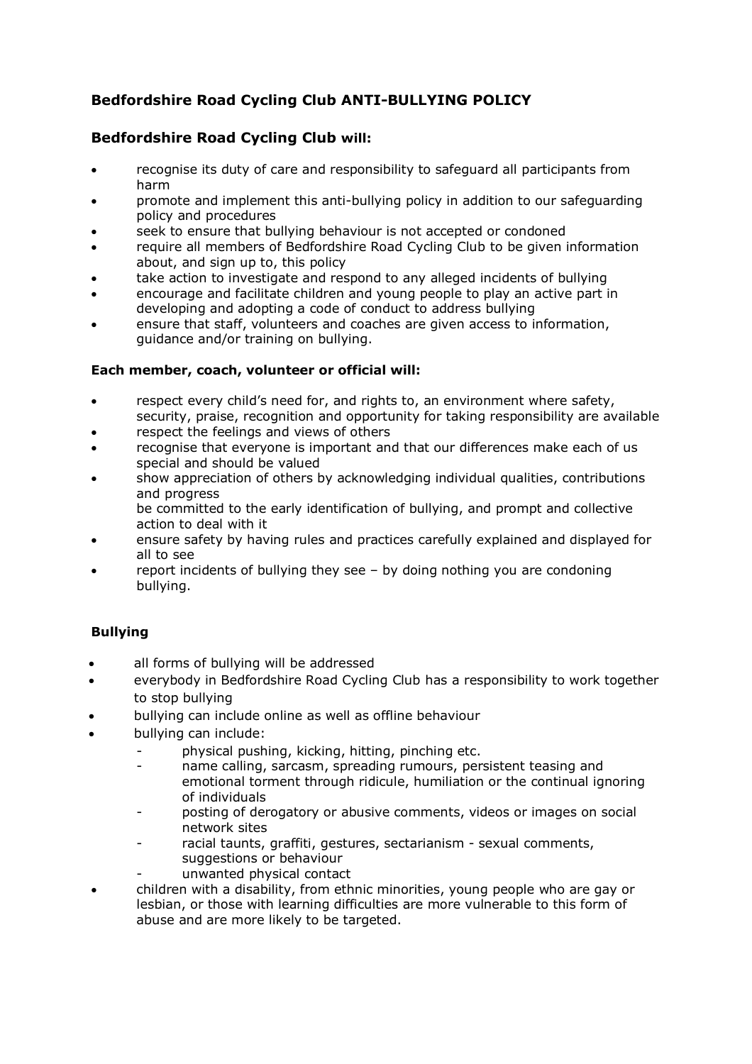## Bedfordshire Road Cycling Club ANTI-BULLYING POLICY

### Bedfordshire Road Cycling Club will:

- recognise its duty of care and responsibility to safeguard all participants from harm
- promote and implement this anti-bullying policy in addition to our safeguarding policy and procedures
- seek to ensure that bullying behaviour is not accepted or condoned
- require all members of Bedfordshire Road Cycling Club to be given information about, and sign up to, this policy
- take action to investigate and respond to any alleged incidents of bullying
- encourage and facilitate children and young people to play an active part in developing and adopting a code of conduct to address bullying
- ensure that staff, volunteers and coaches are given access to information, guidance and/or training on bullying.

**Each member, coach, volunteer or official will:**

- respect every child's need for, and rights to, an environment where safety, security, praise, recognition and opportunity for taking responsibility are available
- respect the feelings and views of others
- recognise that everyone is important and that our differences make each of us special and should be valued
- show appreciation of others by acknowledging individual qualities, contributions and progress
  be committed to the early identification of bullying, and prompt and collective action to deal with it
- ensure safety by having rules and practices carefully explained and displayed for all to see
- report incidents of bullying they see – by doing nothing you are condoning bullying.

**Bullying**

- all forms of bullying will be addressed
- everybody in Bedfordshire Road Cycling Club has a responsibility to work together to stop bullying
- bullying can include online as well as offline behaviour
- bullying can include:
  - physical pushing, kicking, hitting, pinching etc.
  - name calling, sarcasm, spreading rumours, persistent teasing and emotional torment through ridicule, humiliation or the continual ignoring of individuals
  - posting of derogatory or abusive comments, videos or images on social network sites
  - racial taunts, graffiti, gestures, sectarianism - sexual comments, suggestions or behaviour
  - unwanted physical contact
- children with a disability, from ethnic minorities, young people who are gay or lesbian, or those with learning difficulties are more vulnerable to this form of abuse and are more likely to be targeted.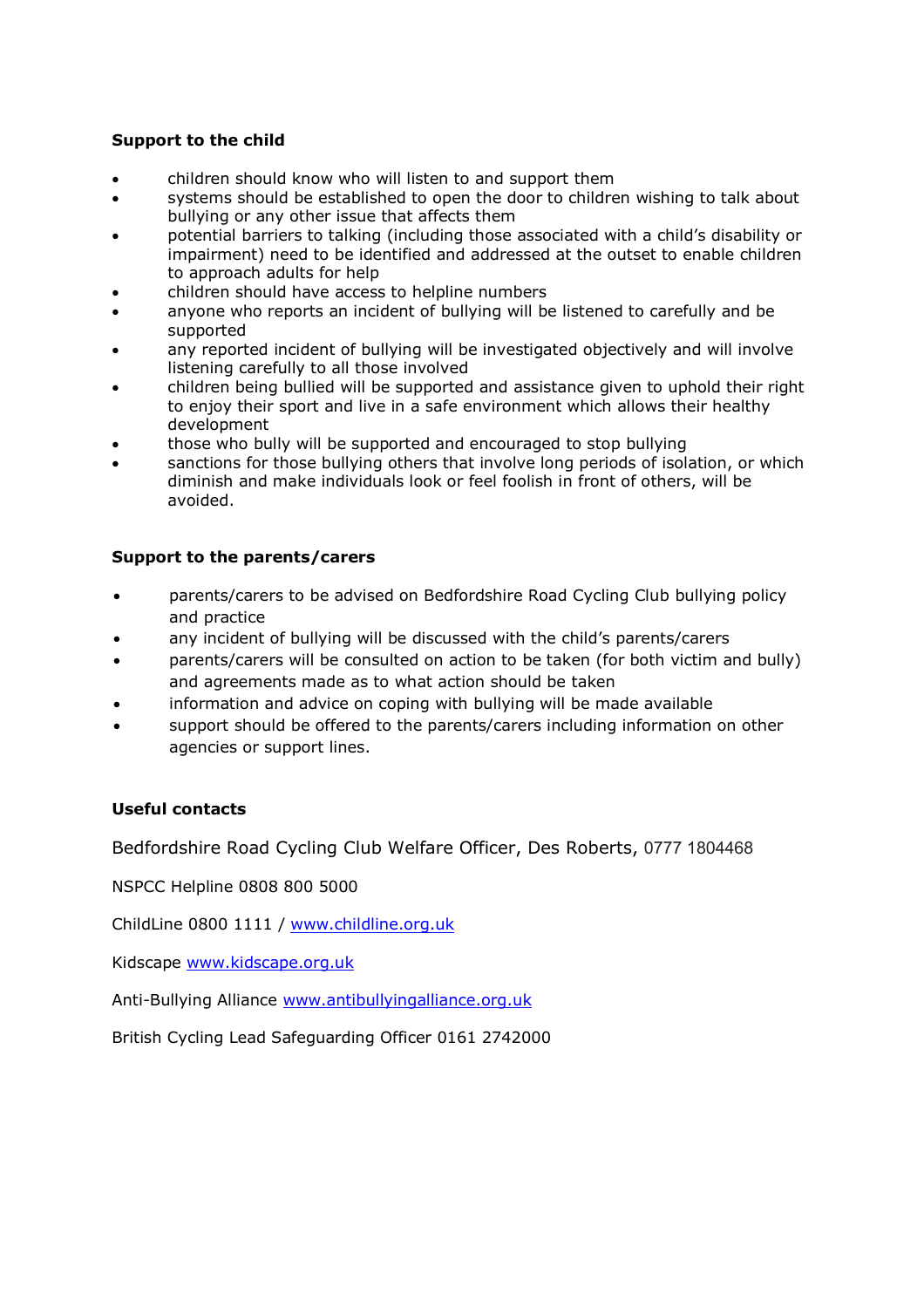**Support to the child**

- children should know who will listen to and support them
- systems should be established to open the door to children wishing to talk about bullying or any other issue that affects them
- potential barriers to talking (including those associated with a child's disability or impairment) need to be identified and addressed at the outset to enable children to approach adults for help
- children should have access to helpline numbers
- anyone who reports an incident of bullying will be listened to carefully and be supported
- any reported incident of bullying will be investigated objectively and will involve listening carefully to all those involved
- children being bullied will be supported and assistance given to uphold their right to enjoy their sport and live in a safe environment which allows their healthy development
- those who bully will be supported and encouraged to stop bullying
- sanctions for those bullying others that involve long periods of isolation, or which diminish and make individuals look or feel foolish in front of others, will be avoided.

**Support to the parents/carers**

- parents/carers to be advised on Bedfordshire Road Cycling Club bullying policy and practice
- any incident of bullying will be discussed with the child's parents/carers
- parents/carers will be consulted on action to be taken (for both victim and bully) and agreements made as to what action should be taken
- information and advice on coping with bullying will be made available
- support should be offered to the parents/carers including information on other agencies or support lines.

**Useful contacts**

Bedfordshire Road Cycling Club Welfare Officer, Des Roberts, 0777 1804468

NSPCC Helpline 0808 800 5000

ChildLine 0800 1111 / www.childline.org.uk

Kidscape www.kidscape.org.uk

Anti-Bullying Alliance www.antibullyingalliance.org.uk

British Cycling Lead Safeguarding Officer 0161 2742000